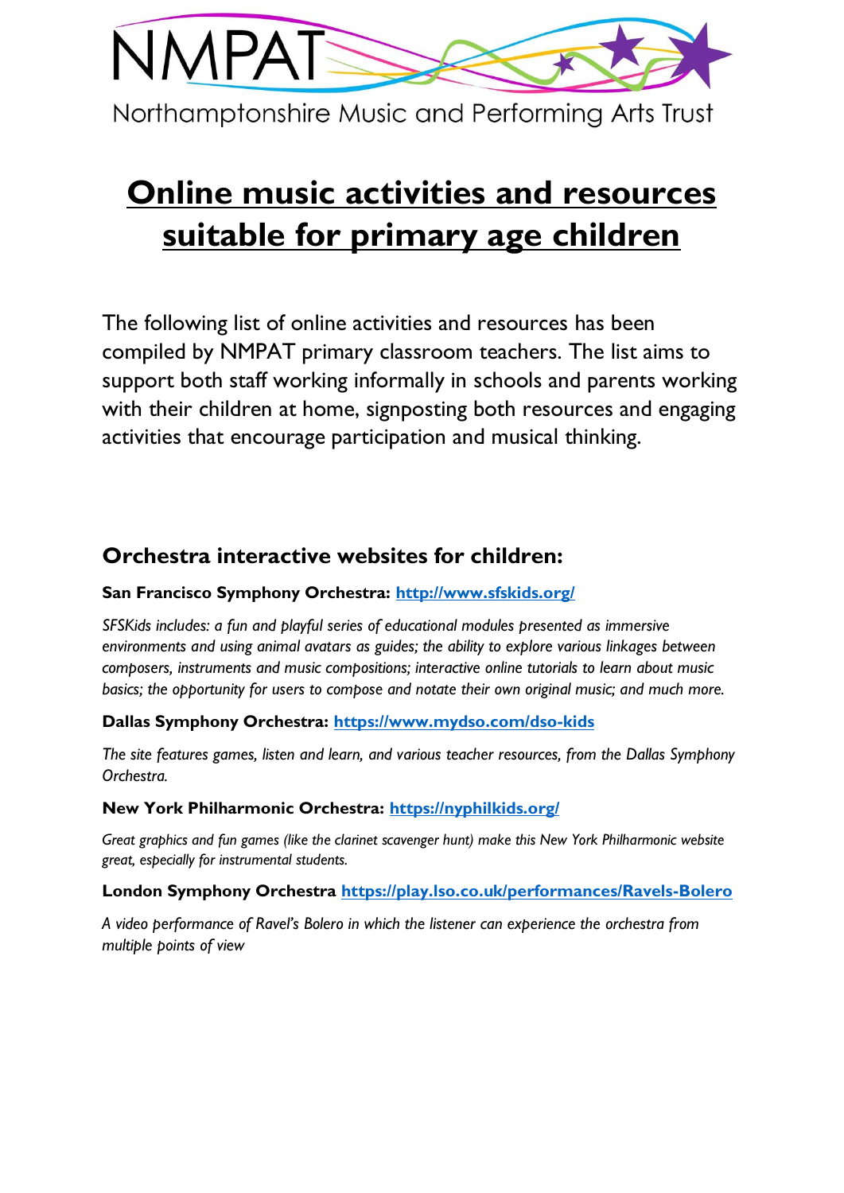NMPAT

Northamptonshire Music and Performing Arts Trust

# Online music activities and resources suitable for primary age children

The following list of online activities and resources has been compiled by NMPAT primary classroom teachers. The list aims to support both staff working informally in schools and parents working with their children at home, signposting both resources and engaging activities that encourage participation and musical thinking.

## Orchestra interactive websites for children:

**San Francisco Symphony Orchestra:** http://www.sfskids.org/

*SFSKids includes: a fun and playful series of educational modules presented as immersive environments and using animal avatars as guides; the ability to explore various linkages between composers, instruments and music compositions; interactive online tutorials to learn about music basics; the opportunity for users to compose and notate their own original music; and much more.*

**Dallas Symphony Orchestra:** https://www.mydso.com/dso-kids

*The site features games, listen and learn, and various teacher resources, from the Dallas Symphony Orchestra.*

**New York Philharmonic Orchestra:** https://nyphilkids.org/

*Great graphics and fun games (like the clarinet scavenger hunt) make this New York Philharmonic website great, especially for instrumental students.*

**London Symphony Orchestra** https://play.lso.co.uk/performances/Ravels-Bolero

*A video performance of Ravel's Bolero in which the listener can experience the orchestra from multiple points of view*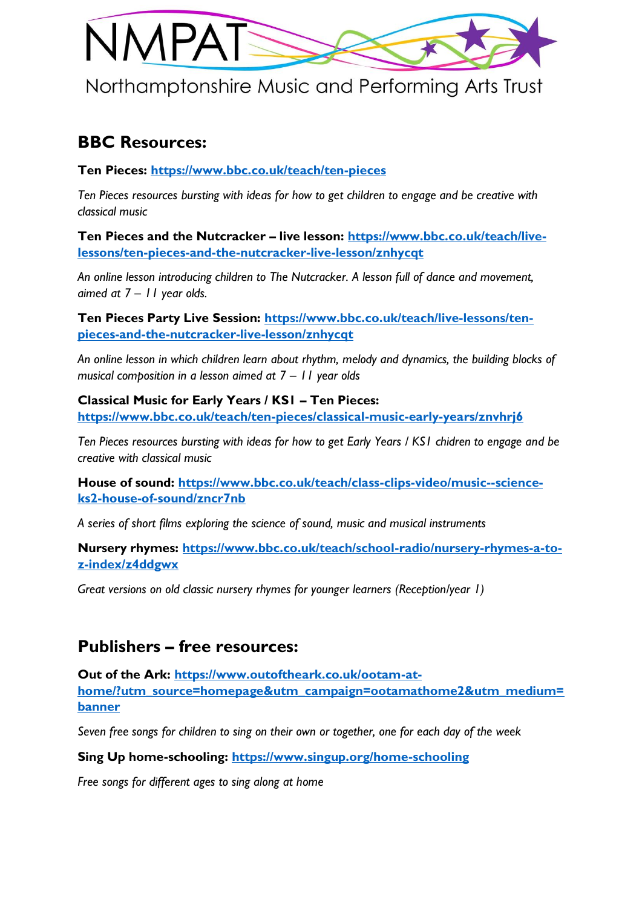# NMPAT

Northamptonshire Music and Performing Arts Trust

## BBC Resources:

**Ten Pieces:** https://www.bbc.co.uk/teach/ten-pieces

*Ten Pieces resources bursting with ideas for how to get children to engage and be creative with classical music*

**Ten Pieces and the Nutcracker – live lesson:** https://www.bbc.co.uk/teach/live-lessons/ten-pieces-and-the-nutcracker-live-lesson/znhycqt

*An online lesson introducing children to The Nutcracker. A lesson full of dance and movement, aimed at 7 – 11 year olds.*

**Ten Pieces Party Live Session:** https://www.bbc.co.uk/teach/live-lessons/ten-pieces-and-the-nutcracker-live-lesson/znhycqt

*An online lesson in which children learn about rhythm, melody and dynamics, the building blocks of musical composition in a lesson aimed at 7 – 11 year olds*

**Classical Music for Early Years / KS1 – Ten Pieces:**
https://www.bbc.co.uk/teach/ten-pieces/classical-music-early-years/znvhrj6

*Ten Pieces resources bursting with ideas for how to get Early Years / KS1 chidren to engage and be creative with classical music*

**House of sound:** https://www.bbc.co.uk/teach/class-clips-video/music--science-ks2-house-of-sound/zncr7nb

*A series of short films exploring the science of sound, music and musical instruments*

**Nursery rhymes:** https://www.bbc.co.uk/teach/school-radio/nursery-rhymes-a-to-z-index/z4ddgwx

*Great versions on old classic nursery rhymes for younger learners (Reception/year 1)*

## Publishers – free resources:

**Out of the Ark:** https://www.outoftheark.co.uk/ootam-at-home/?utm_source=homepage&utm_campaign=ootamathome2&utm_medium=banner

*Seven free songs for children to sing on their own or together, one for each day of the week*

**Sing Up home-schooling:** https://www.singup.org/home-schooling

*Free songs for different ages to sing along at home*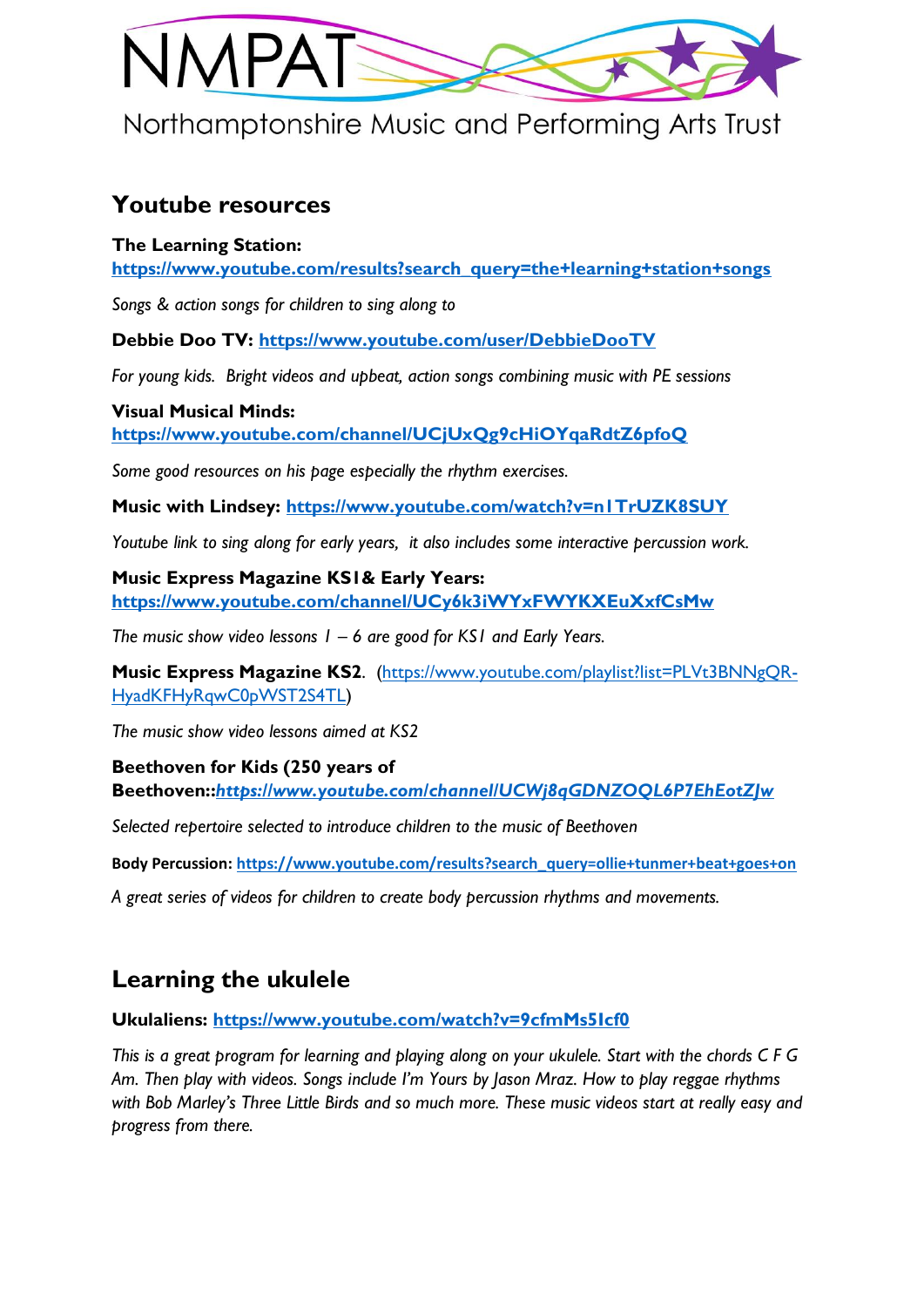NMPAT

Northamptonshire Music and Performing Arts Trust

## Youtube resources

**The Learning Station:**
**https://www.youtube.com/results?search_query=the+learning+station+songs**

*Songs & action songs for children to sing along to*

**Debbie Doo TV: https://www.youtube.com/user/DebbieDooTV**

*For young kids. Bright videos and upbeat, action songs combining music with PE sessions*

**Visual Musical Minds:**
**https://www.youtube.com/channel/UCjUxQg9cHiOYqaRdtZ6pfoQ**

*Some good resources on his page especially the rhythm exercises.*

**Music with Lindsey: https://www.youtube.com/watch?v=n1TrUZK8SUY**

*Youtube link to sing along for early years, it also includes some interactive percussion work.*

**Music Express Magazine KS1& Early Years:**
**https://www.youtube.com/channel/UCy6k3iWYxFWYKXEuXxfCsMw**

*The music show video lessons 1 – 6 are good for KS1 and Early Years.*

**Music Express Magazine KS2.** (https://www.youtube.com/playlist?list=PLVt3BNNgQR-HyadKFHyRqwC0pWST2S4TL)

*The music show video lessons aimed at KS2*

**Beethoven for Kids (250 years of Beethoven::*https://www.youtube.com/channel/UCWj8qGDNZOQL6P7EhEotZJw***

*Selected repertoire selected to introduce children to the music of Beethoven*

**Body Percussion: https://www.youtube.com/results?search_query=ollie+tunmer+beat+goes+on**

*A great series of videos for children to create body percussion rhythms and movements.*

## Learning the ukulele

**Ukulaliens: https://www.youtube.com/watch?v=9cfmMs5Icf0**

*This is a great program for learning and playing along on your ukulele. Start with the chords C F G Am. Then play with videos. Songs include I'm Yours by Jason Mraz. How to play reggae rhythms with Bob Marley's Three Little Birds and so much more. These music videos start at really easy and progress from there.*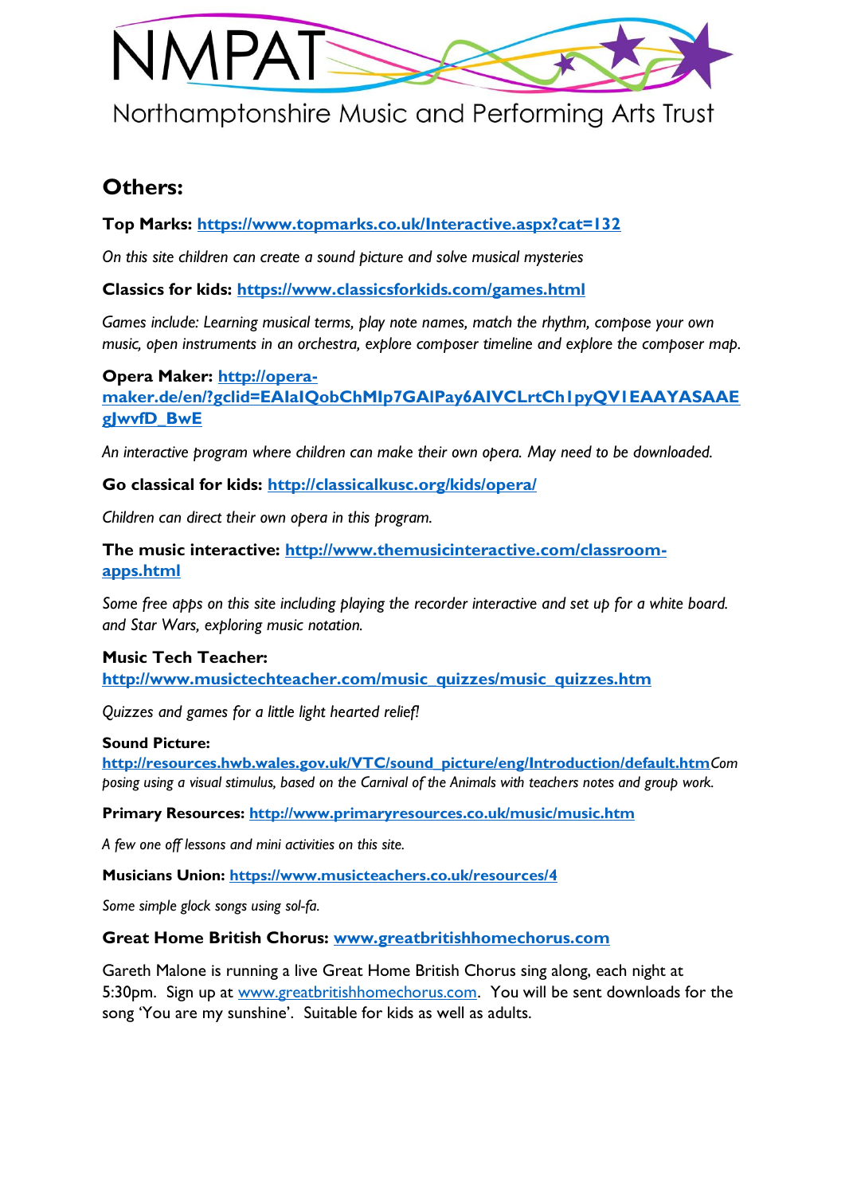# NMPAT

Northamptonshire Music and Performing Arts Trust

## Others:

**Top Marks:** **https://www.topmarks.co.uk/Interactive.aspx?cat=132**

*On this site children can create a sound picture and solve musical mysteries*

**Classics for kids:** **https://www.classicsforkids.com/games.html**

*Games include: Learning musical terms, play note names, match the rhythm, compose your own music, open instruments in an orchestra, explore composer timeline and explore the composer map.*

**Opera Maker:** **http://opera-maker.de/en/?gclid=EAIaIQobChMIp7GAlPay6AIVCLrtCh1pyQV1EAAYASAAEgJwvfD_BwE**

*An interactive program where children can make their own opera. May need to be downloaded.*

**Go classical for kids:** **http://classicalkusc.org/kids/opera/**

*Children can direct their own opera in this program.*

**The music interactive:** **http://www.themusicinteractive.com/classroom-apps.html**

*Some free apps on this site including playing the recorder interactive and set up for a white board. and Star Wars, exploring music notation.*

**Music Tech Teacher:**
**http://www.musictechteacher.com/music_quizzes/music_quizzes.htm**

*Quizzes and games for a little light hearted relief!*

**Sound Picture:**
**http://resources.hwb.wales.gov.uk/VTC/sound_picture/eng/Introduction/default.htm***Composing using a visual stimulus, based on the Carnival of the Animals with teachers notes and group work.*

**Primary Resources:** **http://www.primaryresources.co.uk/music/music.htm**

*A few one off lessons and mini activities on this site.*

**Musicians Union:** **https://www.musicteachers.co.uk/resources/4**

*Some simple glock songs using sol-fa.*

**Great Home British Chorus:** **www.greatbritishhomechorus.com**

Gareth Malone is running a live Great Home British Chorus sing along, each night at 5:30pm. Sign up at www.greatbritishhomechorus.com. You will be sent downloads for the song 'You are my sunshine'. Suitable for kids as well as adults.